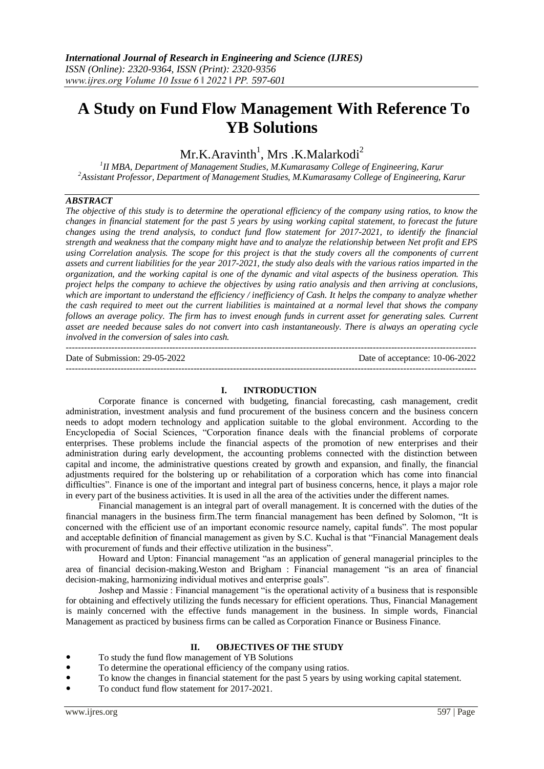# A Study on Fund Flow Management With Reference To YB Solutions

Mr.K.Aravinth[1], Mrs .K.Malarkodi[2]

[1]II MBA, Department of Management Studies, M.Kumarasamy College of Engineering, Karur
[2]Assistant Professor, Department of Management Studies, M.Kumarasamy College of Engineering, Karur

## ABSTRACT

*The objective of this study is to determine the operational efficiency of the company using ratios, to know the changes in financial statement for the past 5 years by using working capital statement, to forecast the future changes using the trend analysis, to conduct fund flow statement for 2017-2021, to identify the financial strength and weakness that the company might have and to analyze the relationship between Net profit and EPS using Correlation analysis. The scope for this project is that the study covers all the components of current assets and current liabilities for the year 2017-2021, the study also deals with the various ratios imparted in the organization, and the working capital is one of the dynamic and vital aspects of the business operation. This project helps the company to achieve the objectives by using ratio analysis and then arriving at conclusions, which are important to understand the efficiency / inefficiency of Cash. It helps the company to analyze whether the cash required to meet out the current liabilities is maintained at a normal level that shows the company follows an average policy. The firm has to invest enough funds in current asset for generating sales. Current asset are needed because sales do not convert into cash instantaneously. There is always an operating cycle involved in the conversion of sales into cash.*

---

Date of Submission: 29-05-2022 Date of acceptance: 10-06-2022

---

## I. INTRODUCTION

Corporate finance is concerned with budgeting, financial forecasting, cash management, credit administration, investment analysis and fund procurement of the business concern and the business concern needs to adopt modern technology and application suitable to the global environment. According to the Encyclopedia of Social Sciences, "Corporation finance deals with the financial problems of corporate enterprises. These problems include the financial aspects of the promotion of new enterprises and their administration during early development, the accounting problems connected with the distinction between capital and income, the administrative questions created by growth and expansion, and finally, the financial adjustments required for the bolstering up or rehabilitation of a corporation which has come into financial difficulties". Finance is one of the important and integral part of business concerns, hence, it plays a major role in every part of the business activities. It is used in all the area of the activities under the different names.

Financial management is an integral part of overall management. It is concerned with the duties of the financial managers in the business firm.The term financial management has been defined by Solomon, "It is concerned with the efficient use of an important economic resource namely, capital funds". The most popular and acceptable definition of financial management as given by S.C. Kuchal is that "Financial Management deals with procurement of funds and their effective utilization in the business".

Howard and Upton: Financial management "as an application of general managerial principles to the area of financial decision-making.Weston and Brigham : Financial management "is an area of financial decision-making, harmonizing individual motives and enterprise goals".

Joshep and Massie : Financial management "is the operational activity of a business that is responsible for obtaining and effectively utilizing the funds necessary for efficient operations. Thus, Financial Management is mainly concerned with the effective funds management in the business. In simple words, Financial Management as practiced by business firms can be called as Corporation Finance or Business Finance.

## II. OBJECTIVES OF THE STUDY

- To study the fund flow management of YB Solutions
- To determine the operational efficiency of the company using ratios.
- To know the changes in financial statement for the past 5 years by using working capital statement.
- To conduct fund flow statement for 2017-2021.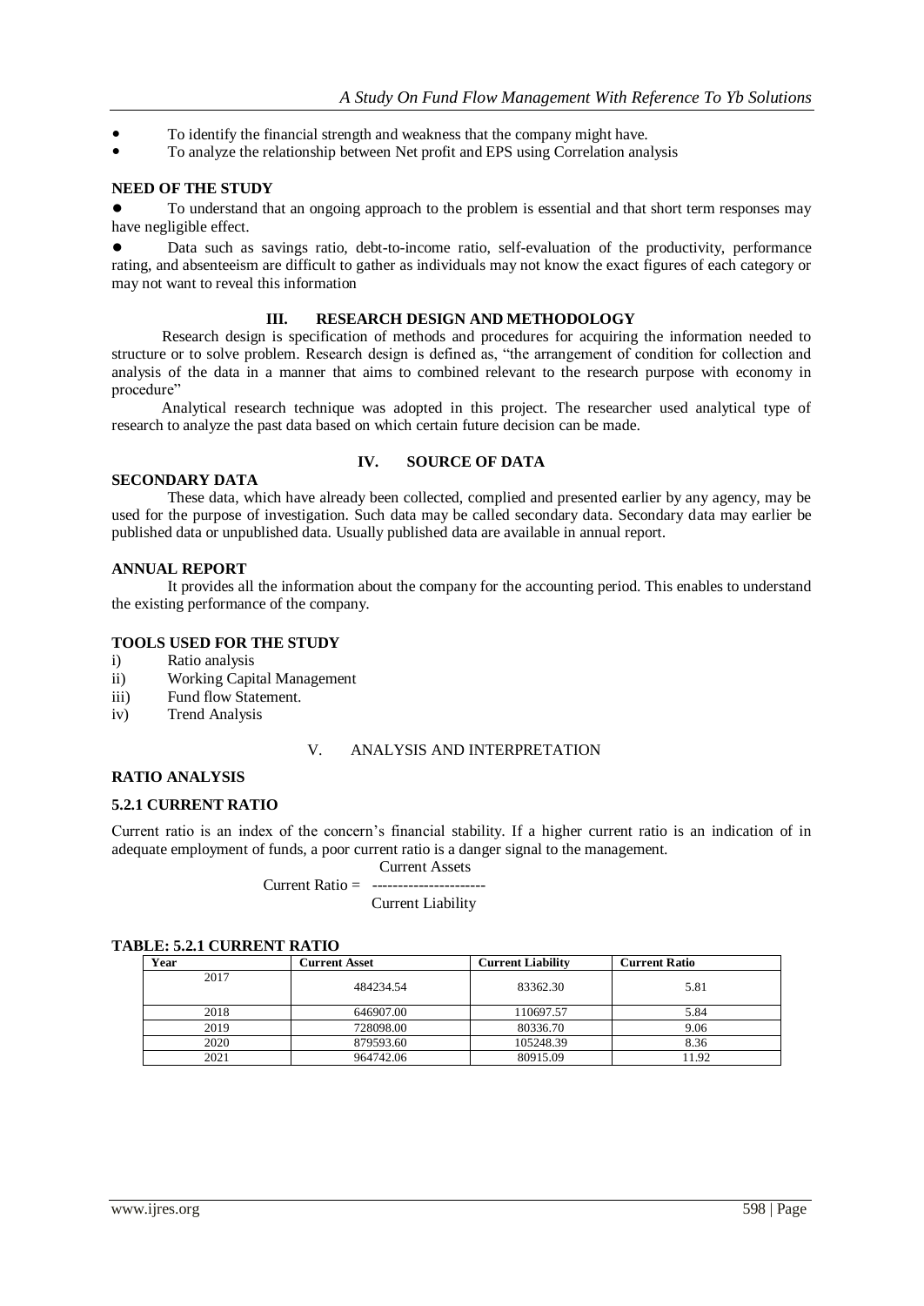- To identify the financial strength and weakness that the company might have.
- To analyze the relationship between Net profit and EPS using Correlation analysis

**NEED OF THE STUDY**

- To understand that an ongoing approach to the problem is essential and that short term responses may have negligible effect.
- Data such as savings ratio, debt-to-income ratio, self-evaluation of the productivity, performance rating, and absenteeism are difficult to gather as individuals may not know the exact figures of each category or may not want to reveal this information

## III. RESEARCH DESIGN AND METHODOLOGY

Research design is specification of methods and procedures for acquiring the information needed to structure or to solve problem. Research design is defined as, "the arrangement of condition for collection and analysis of the data in a manner that aims to combined relevant to the research purpose with economy in procedure"

Analytical research technique was adopted in this project. The researcher used analytical type of research to analyze the past data based on which certain future decision can be made.

## IV. SOURCE OF DATA

**SECONDARY DATA**

These data, which have already been collected, complied and presented earlier by any agency, may be used for the purpose of investigation. Such data may be called secondary data. Secondary data may earlier be published data or unpublished data. Usually published data are available in annual report.

**ANNUAL REPORT**

It provides all the information about the company for the accounting period. This enables to understand the existing performance of the company.

**TOOLS USED FOR THE STUDY**

i) Ratio analysis
ii) Working Capital Management
iii) Fund flow Statement.
iv) Trend Analysis

## V. ANALYSIS AND INTERPRETATION

**RATIO ANALYSIS**

### 5.2.1 CURRENT RATIO

Current ratio is an index of the concern's financial stability. If a higher current ratio is an indication of in adequate employment of funds, a poor current ratio is a danger signal to the management.

$$\text{Current Ratio} = \frac{\text{Current Assets}}{\text{Current Liability}}$$

**TABLE: 5.2.1 CURRENT RATIO**

| Year | Current Asset | Current Liability | Current Ratio |
|---|---|---|---|
| 2017 | 484234.54 | 83362.30 | 5.81 |
| 2018 | 646907.00 | 110697.57 | 5.84 |
| 2019 | 728098.00 | 80336.70 | 9.06 |
| 2020 | 879593.60 | 105248.39 | 8.36 |
| 2021 | 964742.06 | 80915.09 | 11.92 |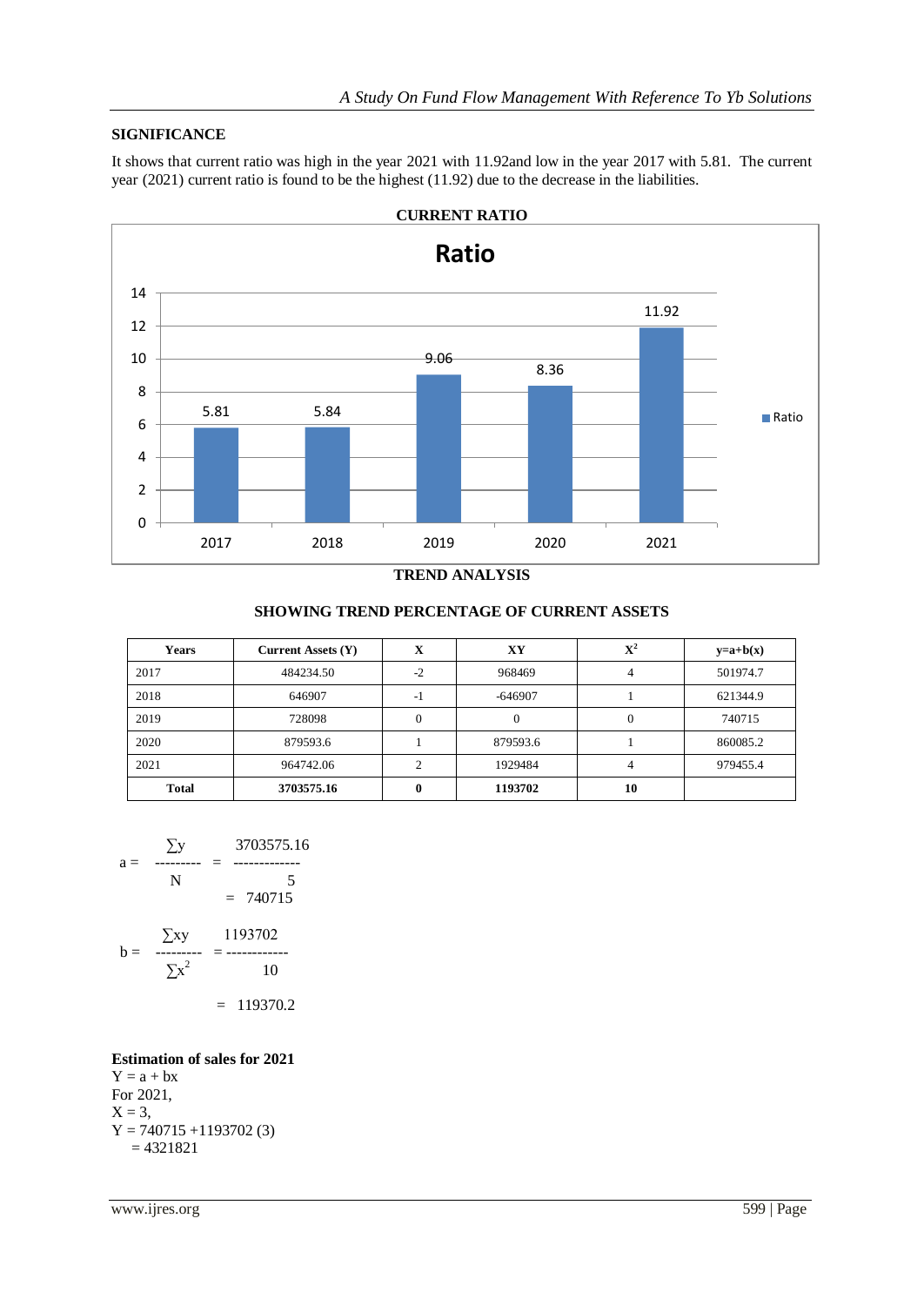**SIGNIFICANCE**

It shows that current ratio was high in the year 2021 with 11.92and low in the year 2017 with 5.81. The current year (2021) current ratio is found to be the highest (11.92) due to the decrease in the liabilities.

**CURRENT RATIO**

**TREND ANALYSIS**

**SHOWING TREND PERCENTAGE OF CURRENT ASSETS**

| Years | Current Assets (Y) | X | XY | $X^2$ | y=a+b(x) |
|---|---|---|---|---|---|
| 2017 | 484234.50 | -2 | 968469 | 4 | 501974.7 |
| 2018 | 646907 | -1 | -646907 | 1 | 621344.9 |
| 2019 | 728098 | 0 | 0 | 0 | 740715 |
| 2020 | 879593.6 | 1 | 879593.6 | 1 | 860085.2 |
| 2021 | 964742.06 | 2 | 1929484 | 4 | 979455.4 |
| **Total** | **3703575.16** | **0** | **1193702** | **10** | |

$$a = \frac{\sum y}{N} = \frac{3703575.16}{5} = 740715$$

$$b = \frac{\sum xy}{\sum x^2} = \frac{1193702}{10} = 119370.2$$

**Estimation of sales for 2021**

Y = a + bx

For 2021,

X = 3,

Y = 740715 +1193702 (3)

= 4321821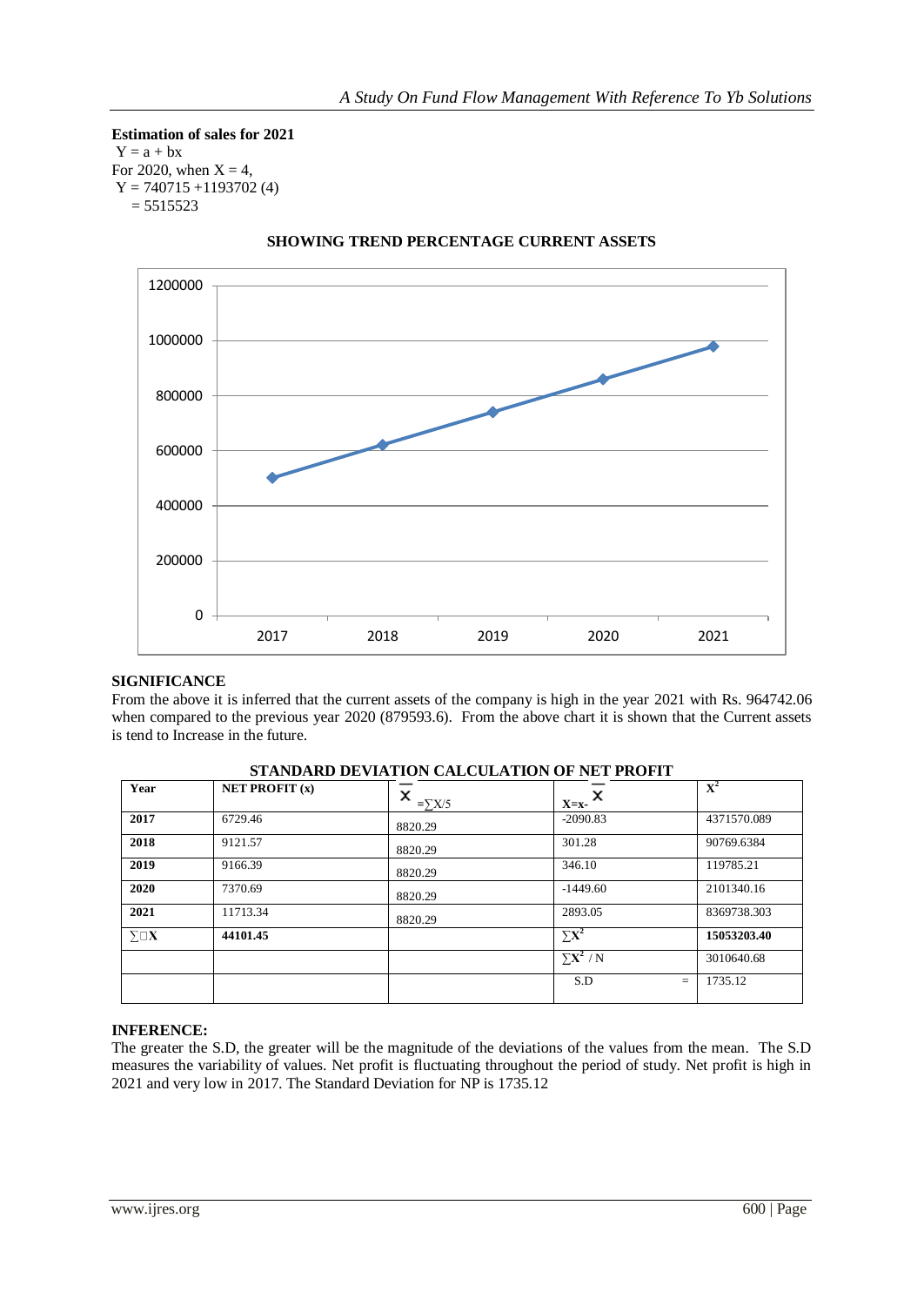**Estimation of sales for 2021**

$Y = a + bx$

For 2020, when $X = 4$,

$Y = 740715 + 1193702 (4)$

$= 5515523$

**SHOWING TREND PERCENTAGE CURRENT ASSETS**

**SIGNIFICANCE**

From the above it is inferred that the current assets of the company is high in the year 2021 with Rs. 964742.06 when compared to the previous year 2020 (879593.6). From the above chart it is shown that the Current assets is tend to Increase in the future.

**STANDARD DEVIATION CALCULATION OF NET PROFIT**

| Year | NET PROFIT (x) | $\bar{X} = \sum X/5$ | $X = x - \bar{X}$ | $X^2$ |
|---|---|---|---|---|
| 2017 | 6729.46 | 8820.29 | -2090.83 | 4371570.089 |
| 2018 | 9121.57 | 8820.29 | 301.28 | 90769.6384 |
| 2019 | 9166.39 | 8820.29 | 346.10 | 119785.21 |
| 2020 | 7370.69 | 8820.29 | -1449.60 | 2101340.16 |
| 2021 | 11713.34 | 8820.29 | 2893.05 | 8369738.303 |
| $\sum X$ | **44101.45** | | $\sum X^2$ | **15053203.40** |
| | | | $\sum X^2 / N$ | 3010640.68 |
| | | | S.D = | 1735.12 |

**INFERENCE:**

The greater the S.D, the greater will be the magnitude of the deviations of the values from the mean. The S.D measures the variability of values. Net profit is fluctuating throughout the period of study. Net profit is high in 2021 and very low in 2017. The Standard Deviation for NP is 1735.12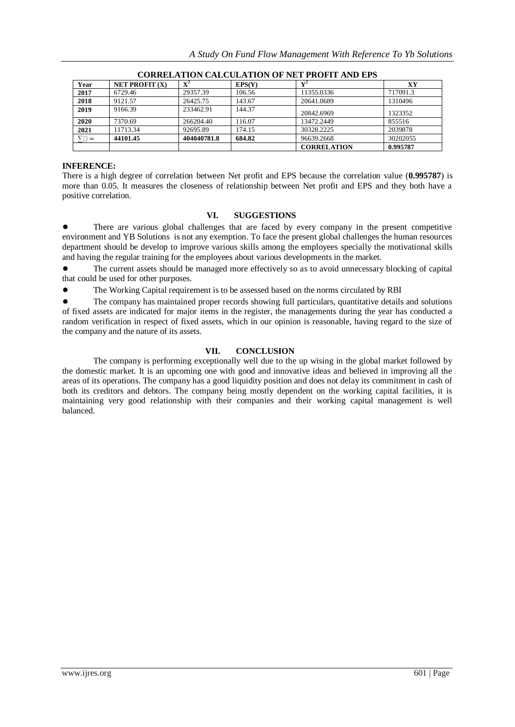**CORRELATION CALCULATION OF NET PROFIT AND EPS**

| Year | NET PROFIT (X) | $X^2$ | EPS(Y) | $Y^2$ | XY |
|---|---|---|---|---|---|
| **2017** | 6729.46 | 29357.39 | 106.56 | 11355.0336 | 717091.3 |
| **2018** | 9121.57 | 26425.75 | 143.67 | 20641.0689 | 1310496 |
| **2019** | 9166.39 | 233462.91 | 144.37 | 20842.6969 | 1323352 |
| **2020** | 7370.69 | 266204.40 | 116.07 | 13472.2449 | 855516 |
| **2021** | 11713.34 | 92695.89 | 174.15 | 30328.2225 | 2039878 |
| $\sum$ = | **44101.45** | **404040781.8** | **684.82** | 96639.2668 | 30202055 |
| | | | | **CORRELATION** | **0.995787** |

**INFERENCE:**

There is a high degree of correlation between Net profit and EPS because the correlation value (**0.995787**) is more than 0.05. It measures the closeness of relationship between Net profit and EPS and they both have a positive correlation.

## VI. SUGGESTIONS

- There are various global challenges that are faced by every company in the present competitive environment and YB Solutions is not any exemption. To face the present global challenges the human resources department should be develop to improve various skills among the employees specially the motivational skills and having the regular training for the employees about various developments in the market.
- The current assets should be managed more effectively so as to avoid unnecessary blocking of capital that could be used for other purposes.
- The Working Capital requirement is to be assessed based on the norms circulated by RBI
- The company has maintained proper records showing full particulars, quantitative details and solutions of fixed assets are indicated for major items in the register, the managements during the year has conducted a random verification in respect of fixed assets, which in our opinion is reasonable, having regard to the size of the company and the nature of its assets.

## VII. CONCLUSION

The company is performing exceptionally well due to the up wising in the global market followed by the domestic market. It is an upcoming one with good and innovative ideas and believed in improving all the areas of its operations. The company has a good liquidity position and does not delay its commitment in cash of both its creditors and debtors. The company being mostly dependent on the working capital facilities, it is maintaining very good relationship with their companies and their working capital management is well balanced.